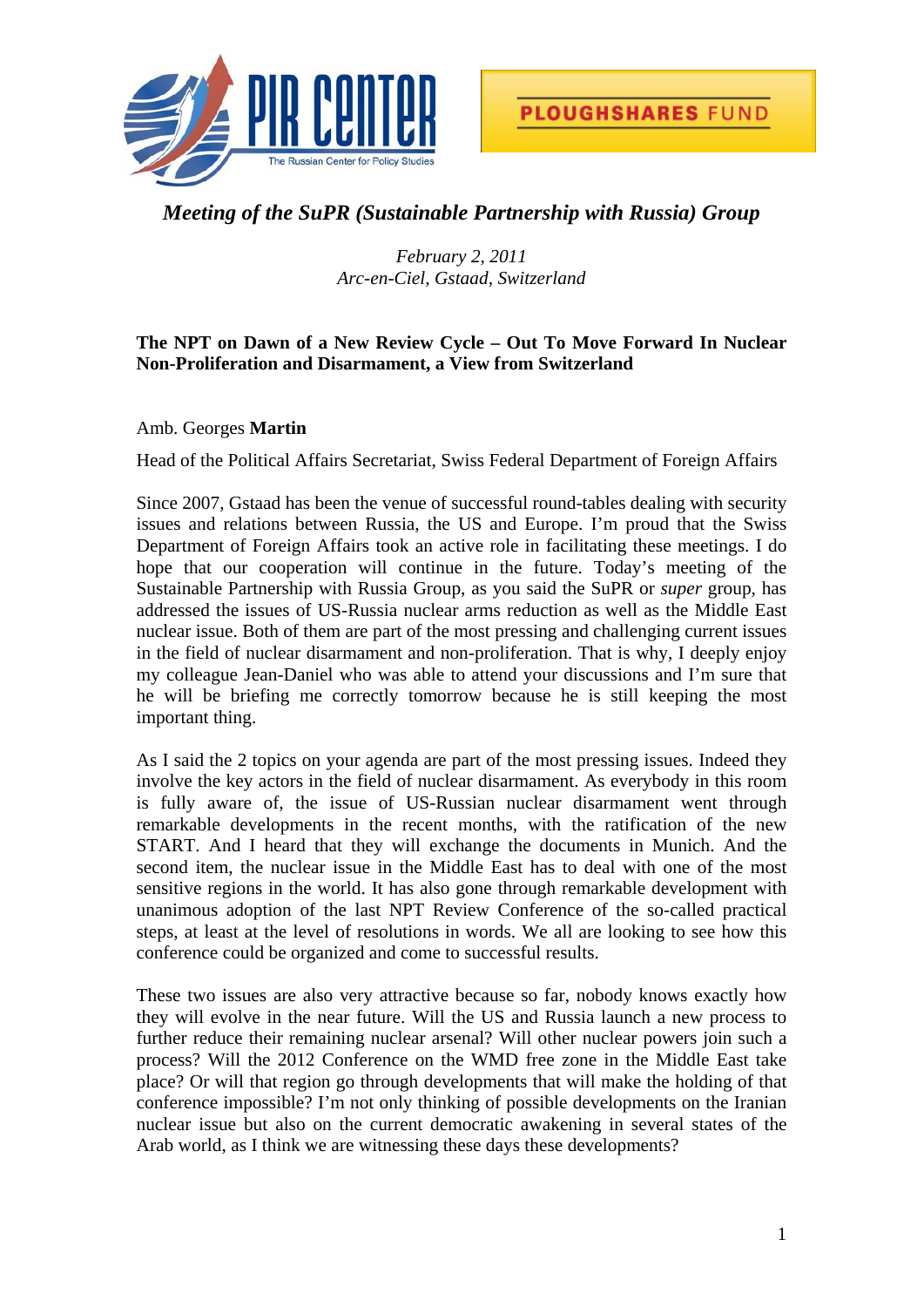PIR CENTER — The Russian Center for Policy Studies

PLOUGHSHARES FUND

*Meeting of the SuPR (Sustainable Partnership with Russia) Group*

*February 2, 2011*
*Arc-en-Ciel, Gstaad, Switzerland*

**The NPT on Dawn of a New Review Cycle – Out To Move Forward In Nuclear Non-Proliferation and Disarmament, a View from Switzerland**

Amb. Georges **Martin**

Head of the Political Affairs Secretariat, Swiss Federal Department of Foreign Affairs

Since 2007, Gstaad has been the venue of successful round-tables dealing with security issues and relations between Russia, the US and Europe. I'm proud that the Swiss Department of Foreign Affairs took an active role in facilitating these meetings. I do hope that our cooperation will continue in the future. Today's meeting of the Sustainable Partnership with Russia Group, as you said the SuPR or *super* group, has addressed the issues of US-Russia nuclear arms reduction as well as the Middle East nuclear issue. Both of them are part of the most pressing and challenging current issues in the field of nuclear disarmament and non-proliferation. That is why, I deeply enjoy my colleague Jean-Daniel who was able to attend your discussions and I'm sure that he will be briefing me correctly tomorrow because he is still keeping the most important thing.

As I said the 2 topics on your agenda are part of the most pressing issues. Indeed they involve the key actors in the field of nuclear disarmament. As everybody in this room is fully aware of, the issue of US-Russian nuclear disarmament went through remarkable developments in the recent months, with the ratification of the new START. And I heard that they will exchange the documents in Munich. And the second item, the nuclear issue in the Middle East has to deal with one of the most sensitive regions in the world. It has also gone through remarkable development with unanimous adoption of the last NPT Review Conference of the so-called practical steps, at least at the level of resolutions in words. We all are looking to see how this conference could be organized and come to successful results.

These two issues are also very attractive because so far, nobody knows exactly how they will evolve in the near future. Will the US and Russia launch a new process to further reduce their remaining nuclear arsenal? Will other nuclear powers join such a process? Will the 2012 Conference on the WMD free zone in the Middle East take place? Or will that region go through developments that will make the holding of that conference impossible? I'm not only thinking of possible developments on the Iranian nuclear issue but also on the current democratic awakening in several states of the Arab world, as I think we are witnessing these days these developments?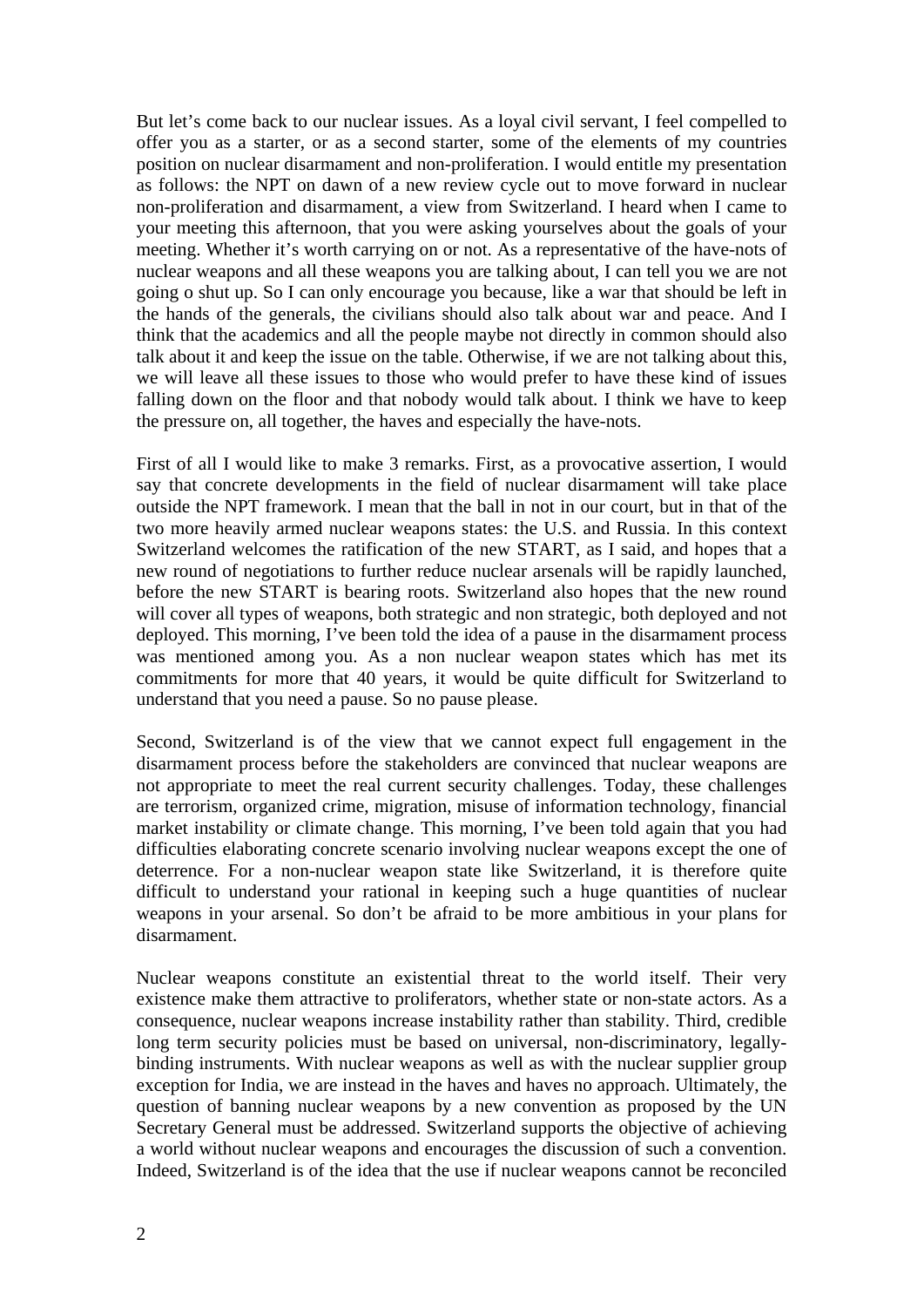But let's come back to our nuclear issues. As a loyal civil servant, I feel compelled to offer you as a starter, or as a second starter, some of the elements of my countries position on nuclear disarmament and non-proliferation. I would entitle my presentation as follows: the NPT on dawn of a new review cycle out to move forward in nuclear non-proliferation and disarmament, a view from Switzerland. I heard when I came to your meeting this afternoon, that you were asking yourselves about the goals of your meeting. Whether it's worth carrying on or not. As a representative of the have-nots of nuclear weapons and all these weapons you are talking about, I can tell you we are not going o shut up. So I can only encourage you because, like a war that should be left in the hands of the generals, the civilians should also talk about war and peace. And I think that the academics and all the people maybe not directly in common should also talk about it and keep the issue on the table. Otherwise, if we are not talking about this, we will leave all these issues to those who would prefer to have these kind of issues falling down on the floor and that nobody would talk about. I think we have to keep the pressure on, all together, the haves and especially the have-nots.

First of all I would like to make 3 remarks. First, as a provocative assertion, I would say that concrete developments in the field of nuclear disarmament will take place outside the NPT framework. I mean that the ball in not in our court, but in that of the two more heavily armed nuclear weapons states: the U.S. and Russia. In this context Switzerland welcomes the ratification of the new START, as I said, and hopes that a new round of negotiations to further reduce nuclear arsenals will be rapidly launched, before the new START is bearing roots. Switzerland also hopes that the new round will cover all types of weapons, both strategic and non strategic, both deployed and not deployed. This morning, I've been told the idea of a pause in the disarmament process was mentioned among you. As a non nuclear weapon states which has met its commitments for more that 40 years, it would be quite difficult for Switzerland to understand that you need a pause. So no pause please.

Second, Switzerland is of the view that we cannot expect full engagement in the disarmament process before the stakeholders are convinced that nuclear weapons are not appropriate to meet the real current security challenges. Today, these challenges are terrorism, organized crime, migration, misuse of information technology, financial market instability or climate change. This morning, I've been told again that you had difficulties elaborating concrete scenario involving nuclear weapons except the one of deterrence. For a non-nuclear weapon state like Switzerland, it is therefore quite difficult to understand your rational in keeping such a huge quantities of nuclear weapons in your arsenal. So don't be afraid to be more ambitious in your plans for disarmament.

Nuclear weapons constitute an existential threat to the world itself. Their very existence make them attractive to proliferators, whether state or non-state actors. As a consequence, nuclear weapons increase instability rather than stability. Third, credible long term security policies must be based on universal, non-discriminatory, legally-binding instruments. With nuclear weapons as well as with the nuclear supplier group exception for India, we are instead in the haves and haves no approach. Ultimately, the question of banning nuclear weapons by a new convention as proposed by the UN Secretary General must be addressed. Switzerland supports the objective of achieving a world without nuclear weapons and encourages the discussion of such a convention. Indeed, Switzerland is of the idea that the use if nuclear weapons cannot be reconciled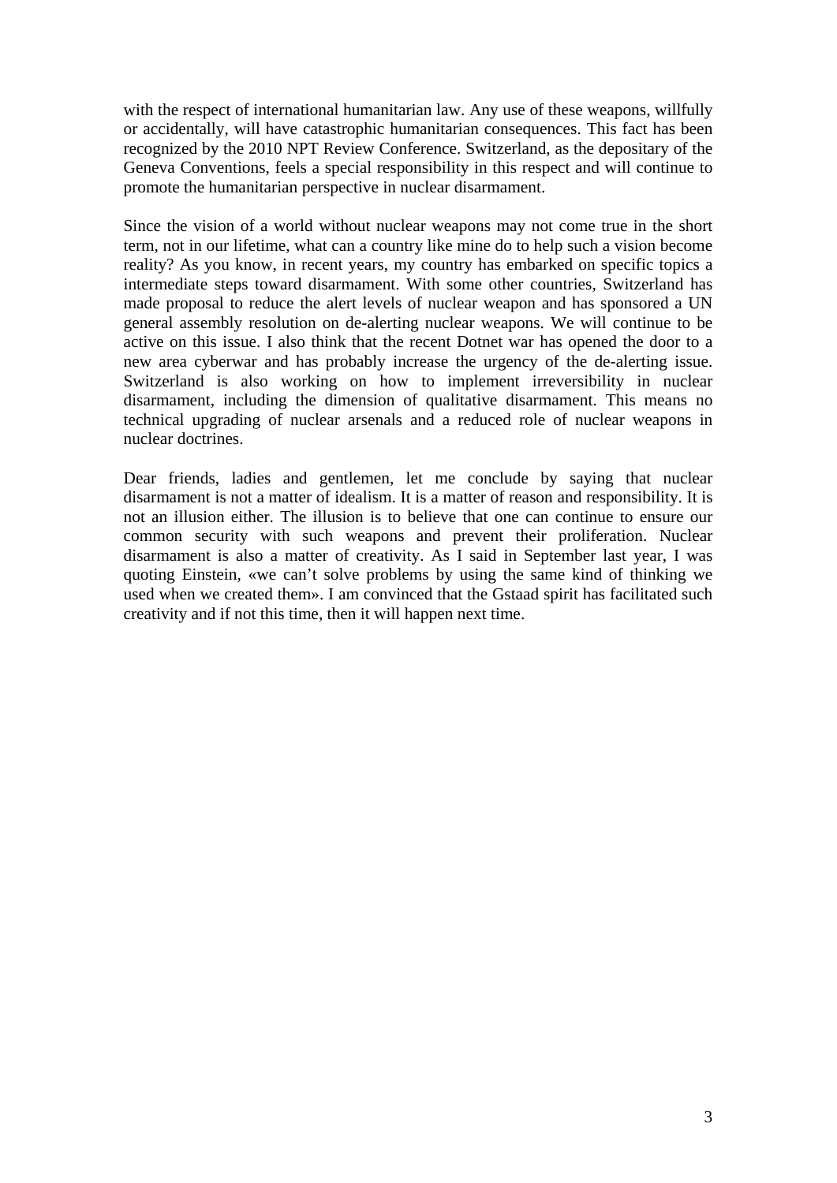with the respect of international humanitarian law. Any use of these weapons, willfully or accidentally, will have catastrophic humanitarian consequences. This fact has been recognized by the 2010 NPT Review Conference. Switzerland, as the depositary of the Geneva Conventions, feels a special responsibility in this respect and will continue to promote the humanitarian perspective in nuclear disarmament.

Since the vision of a world without nuclear weapons may not come true in the short term, not in our lifetime, what can a country like mine do to help such a vision become reality? As you know, in recent years, my country has embarked on specific topics a intermediate steps toward disarmament. With some other countries, Switzerland has made proposal to reduce the alert levels of nuclear weapon and has sponsored a UN general assembly resolution on de-alerting nuclear weapons. We will continue to be active on this issue. I also think that the recent Dotnet war has opened the door to a new area cyberwar and has probably increase the urgency of the de-alerting issue. Switzerland is also working on how to implement irreversibility in nuclear disarmament, including the dimension of qualitative disarmament. This means no technical upgrading of nuclear arsenals and a reduced role of nuclear weapons in nuclear doctrines.

Dear friends, ladies and gentlemen, let me conclude by saying that nuclear disarmament is not a matter of idealism. It is a matter of reason and responsibility. It is not an illusion either. The illusion is to believe that one can continue to ensure our common security with such weapons and prevent their proliferation. Nuclear disarmament is also a matter of creativity. As I said in September last year, I was quoting Einstein, «we can't solve problems by using the same kind of thinking we used when we created them». I am convinced that the Gstaad spirit has facilitated such creativity and if not this time, then it will happen next time.